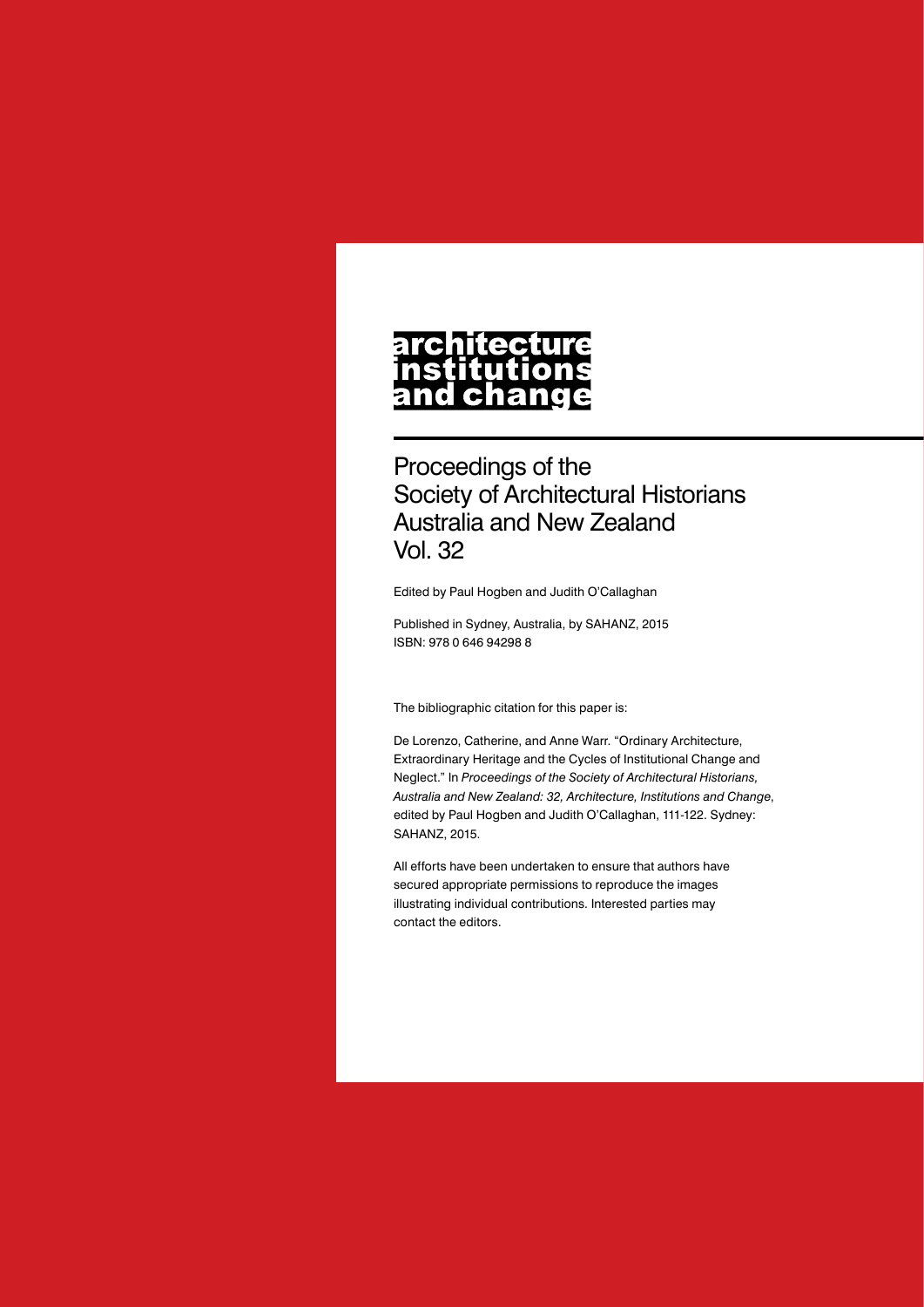# architecture institutions and change

## Proceedings of the Society of Architectural Historians Australia and New Zealand Vol. 32

Edited by Paul Hogben and Judith O'Callaghan

Published in Sydney, Australia, by SAHANZ, 2015
ISBN: 978 0 646 94298 8

The bibliographic citation for this paper is:

De Lorenzo, Catherine, and Anne Warr. "Ordinary Architecture, Extraordinary Heritage and the Cycles of Institutional Change and Neglect." In *Proceedings of the Society of Architectural Historians, Australia and New Zealand: 32, Architecture, Institutions and Change*, edited by Paul Hogben and Judith O'Callaghan, 111-122. Sydney: SAHANZ, 2015.

All efforts have been undertaken to ensure that authors have secured appropriate permissions to reproduce the images illustrating individual contributions. Interested parties may contact the editors.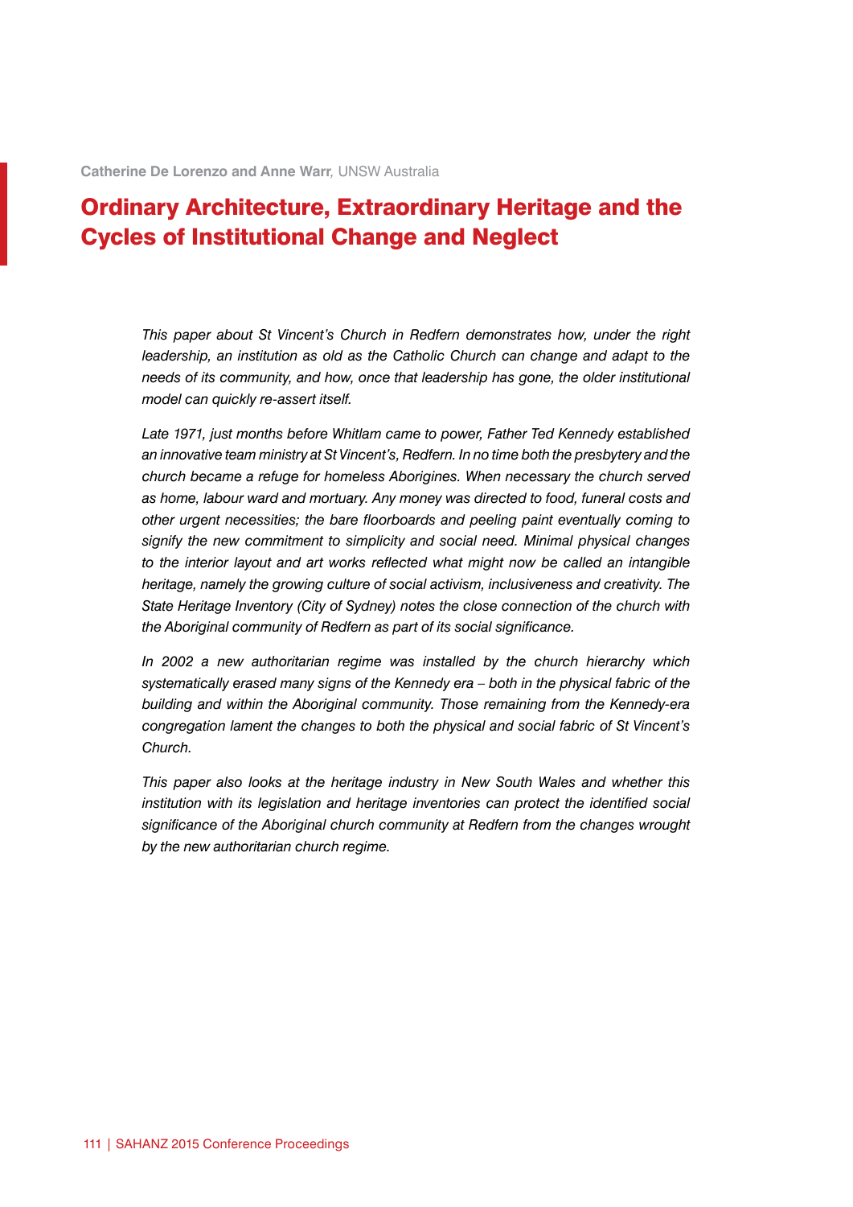**Catherine De Lorenzo and Anne Warr**, UNSW Australia

# Ordinary Architecture, Extraordinary Heritage and the Cycles of Institutional Change and Neglect

*This paper about St Vincent's Church in Redfern demonstrates how, under the right leadership, an institution as old as the Catholic Church can change and adapt to the needs of its community, and how, once that leadership has gone, the older institutional model can quickly re-assert itself.*

*Late 1971, just months before Whitlam came to power, Father Ted Kennedy established an innovative team ministry at St Vincent's, Redfern. In no time both the presbytery and the church became a refuge for homeless Aborigines. When necessary the church served as home, labour ward and mortuary. Any money was directed to food, funeral costs and other urgent necessities; the bare floorboards and peeling paint eventually coming to signify the new commitment to simplicity and social need. Minimal physical changes to the interior layout and art works reflected what might now be called an intangible heritage, namely the growing culture of social activism, inclusiveness and creativity. The State Heritage Inventory (City of Sydney) notes the close connection of the church with the Aboriginal community of Redfern as part of its social significance.*

*In 2002 a new authoritarian regime was installed by the church hierarchy which systematically erased many signs of the Kennedy era – both in the physical fabric of the building and within the Aboriginal community. Those remaining from the Kennedy-era congregation lament the changes to both the physical and social fabric of St Vincent's Church.*

*This paper also looks at the heritage industry in New South Wales and whether this institution with its legislation and heritage inventories can protect the identified social significance of the Aboriginal church community at Redfern from the changes wrought by the new authoritarian church regime.*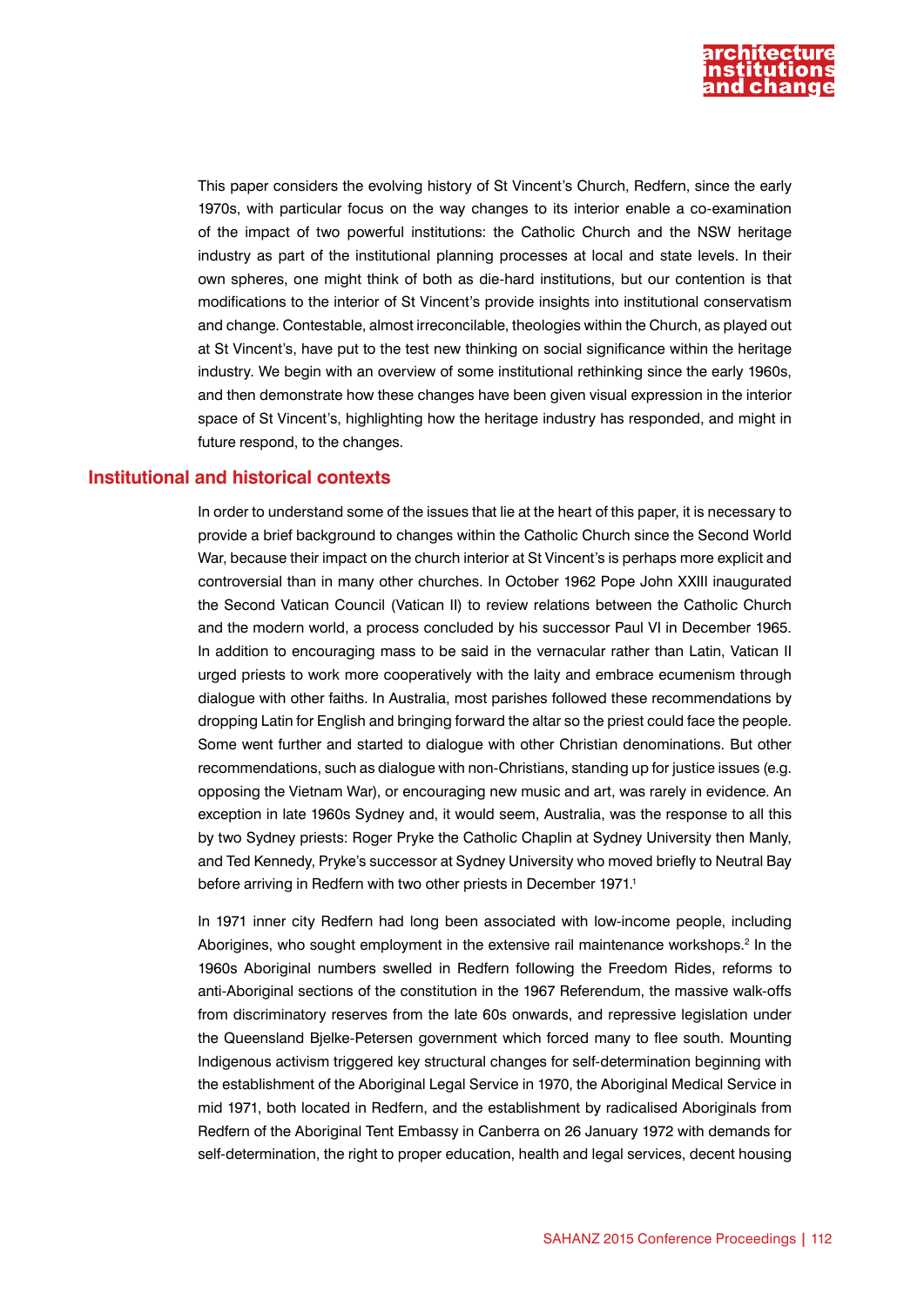This paper considers the evolving history of St Vincent's Church, Redfern, since the early 1970s, with particular focus on the way changes to its interior enable a co-examination of the impact of two powerful institutions: the Catholic Church and the NSW heritage industry as part of the institutional planning processes at local and state levels. In their own spheres, one might think of both as die-hard institutions, but our contention is that modifications to the interior of St Vincent's provide insights into institutional conservatism and change. Contestable, almost irreconcilable, theologies within the Church, as played out at St Vincent's, have put to the test new thinking on social significance within the heritage industry. We begin with an overview of some institutional rethinking since the early 1960s, and then demonstrate how these changes have been given visual expression in the interior space of St Vincent's, highlighting how the heritage industry has responded, and might in future respond, to the changes.

## Institutional and historical contexts

In order to understand some of the issues that lie at the heart of this paper, it is necessary to provide a brief background to changes within the Catholic Church since the Second World War, because their impact on the church interior at St Vincent's is perhaps more explicit and controversial than in many other churches. In October 1962 Pope John XXIII inaugurated the Second Vatican Council (Vatican II) to review relations between the Catholic Church and the modern world, a process concluded by his successor Paul VI in December 1965. In addition to encouraging mass to be said in the vernacular rather than Latin, Vatican II urged priests to work more cooperatively with the laity and embrace ecumenism through dialogue with other faiths. In Australia, most parishes followed these recommendations by dropping Latin for English and bringing forward the altar so the priest could face the people. Some went further and started to dialogue with other Christian denominations. But other recommendations, such as dialogue with non-Christians, standing up for justice issues (e.g. opposing the Vietnam War), or encouraging new music and art, was rarely in evidence. An exception in late 1960s Sydney and, it would seem, Australia, was the response to all this by two Sydney priests: Roger Pryke the Catholic Chaplin at Sydney University then Manly, and Ted Kennedy, Pryke's successor at Sydney University who moved briefly to Neutral Bay before arriving in Redfern with two other priests in December 1971.[1]

In 1971 inner city Redfern had long been associated with low-income people, including Aborigines, who sought employment in the extensive rail maintenance workshops.[2] In the 1960s Aboriginal numbers swelled in Redfern following the Freedom Rides, reforms to anti-Aboriginal sections of the constitution in the 1967 Referendum, the massive walk-offs from discriminatory reserves from the late 60s onwards, and repressive legislation under the Queensland Bjelke-Petersen government which forced many to flee south. Mounting Indigenous activism triggered key structural changes for self-determination beginning with the establishment of the Aboriginal Legal Service in 1970, the Aboriginal Medical Service in mid 1971, both located in Redfern, and the establishment by radicalised Aboriginals from Redfern of the Aboriginal Tent Embassy in Canberra on 26 January 1972 with demands for self-determination, the right to proper education, health and legal services, decent housing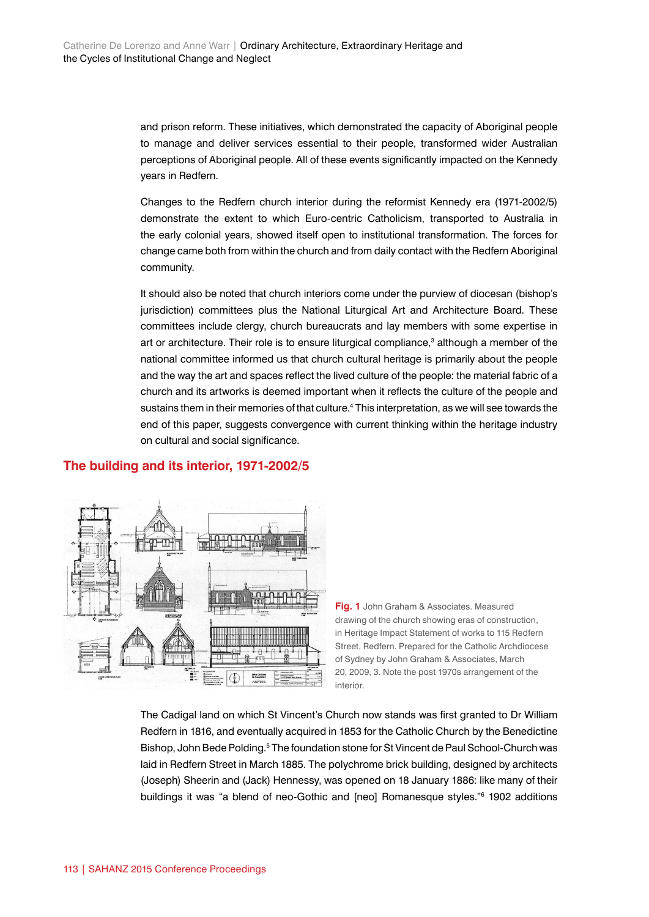and prison reform. These initiatives, which demonstrated the capacity of Aboriginal people to manage and deliver services essential to their people, transformed wider Australian perceptions of Aboriginal people. All of these events significantly impacted on the Kennedy years in Redfern.

Changes to the Redfern church interior during the reformist Kennedy era (1971-2002/5) demonstrate the extent to which Euro-centric Catholicism, transported to Australia in the early colonial years, showed itself open to institutional transformation. The forces for change came both from within the church and from daily contact with the Redfern Aboriginal community.

It should also be noted that church interiors come under the purview of diocesan (bishop's jurisdiction) committees plus the National Liturgical Art and Architecture Board. These committees include clergy, church bureaucrats and lay members with some expertise in art or architecture. Their role is to ensure liturgical compliance,[3] although a member of the national committee informed us that church cultural heritage is primarily about the people and the way the art and spaces reflect the lived culture of the people: the material fabric of a church and its artworks is deemed important when it reflects the culture of the people and sustains them in their memories of that culture.[4] This interpretation, as we will see towards the end of this paper, suggests convergence with current thinking within the heritage industry on cultural and social significance.

## The building and its interior, 1971-2002/5

**Fig. 1** John Graham & Associates. Measured drawing of the church showing eras of construction, in Heritage Impact Statement of works to 115 Redfern Street, Redfern. Prepared for the Catholic Archdiocese of Sydney by John Graham & Associates, March 20, 2009, 3. Note the post 1970s arrangement of the interior.

The Cadigal land on which St Vincent's Church now stands was first granted to Dr William Redfern in 1816, and eventually acquired in 1853 for the Catholic Church by the Benedictine Bishop, John Bede Polding.[5] The foundation stone for St Vincent de Paul School-Church was laid in Redfern Street in March 1885. The polychrome brick building, designed by architects (Joseph) Sheerin and (Jack) Hennessy, was opened on 18 January 1886: like many of their buildings it was "a blend of neo-Gothic and [neo] Romanesque styles."[6] 1902 additions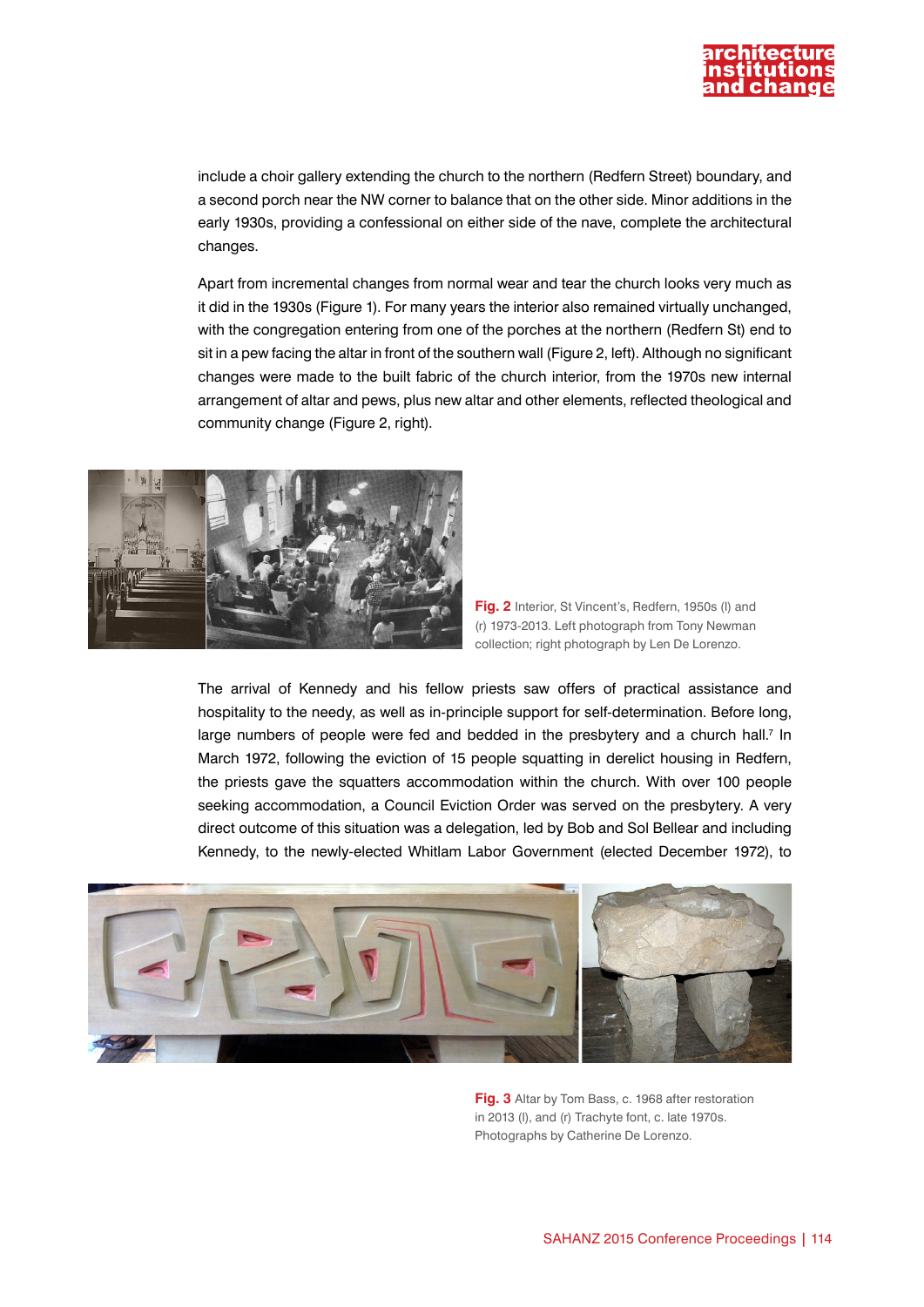include a choir gallery extending the church to the northern (Redfern Street) boundary, and a second porch near the NW corner to balance that on the other side. Minor additions in the early 1930s, providing a confessional on either side of the nave, complete the architectural changes.

Apart from incremental changes from normal wear and tear the church looks very much as it did in the 1930s (Figure 1). For many years the interior also remained virtually unchanged, with the congregation entering from one of the porches at the northern (Redfern St) end to sit in a pew facing the altar in front of the southern wall (Figure 2, left). Although no significant changes were made to the built fabric of the church interior, from the 1970s new internal arrangement of altar and pews, plus new altar and other elements, reflected theological and community change (Figure 2, right).

**Fig. 2** Interior, St Vincent's, Redfern, 1950s (l) and (r) 1973-2013. Left photograph from Tony Newman collection; right photograph by Len De Lorenzo.

The arrival of Kennedy and his fellow priests saw offers of practical assistance and hospitality to the needy, as well as in-principle support for self-determination. Before long, large numbers of people were fed and bedded in the presbytery and a church hall.[7] In March 1972, following the eviction of 15 people squatting in derelict housing in Redfern, the priests gave the squatters accommodation within the church. With over 100 people seeking accommodation, a Council Eviction Order was served on the presbytery. A very direct outcome of this situation was a delegation, led by Bob and Sol Bellear and including Kennedy, to the newly-elected Whitlam Labor Government (elected December 1972), to

**Fig. 3** Altar by Tom Bass, c. 1968 after restoration in 2013 (l), and (r) Trachyte font, c. late 1970s. Photographs by Catherine De Lorenzo.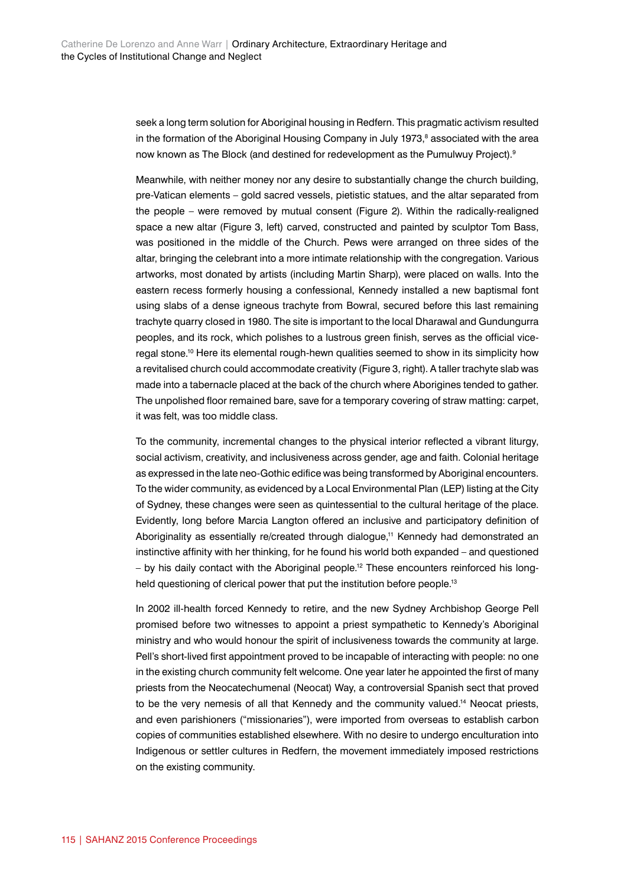seek a long term solution for Aboriginal housing in Redfern. This pragmatic activism resulted in the formation of the Aboriginal Housing Company in July 1973,[8] associated with the area now known as The Block (and destined for redevelopment as the Pumulwuy Project).[9]

Meanwhile, with neither money nor any desire to substantially change the church building, pre-Vatican elements – gold sacred vessels, pietistic statues, and the altar separated from the people – were removed by mutual consent (Figure 2). Within the radically-realigned space a new altar (Figure 3, left) carved, constructed and painted by sculptor Tom Bass, was positioned in the middle of the Church. Pews were arranged on three sides of the altar, bringing the celebrant into a more intimate relationship with the congregation. Various artworks, most donated by artists (including Martin Sharp), were placed on walls. Into the eastern recess formerly housing a confessional, Kennedy installed a new baptismal font using slabs of a dense igneous trachyte from Bowral, secured before this last remaining trachyte quarry closed in 1980. The site is important to the local Dharawal and Gundungurra peoples, and its rock, which polishes to a lustrous green finish, serves as the official vice-regal stone.[10] Here its elemental rough-hewn qualities seemed to show in its simplicity how a revitalised church could accommodate creativity (Figure 3, right). A taller trachyte slab was made into a tabernacle placed at the back of the church where Aborigines tended to gather. The unpolished floor remained bare, save for a temporary covering of straw matting: carpet, it was felt, was too middle class.

To the community, incremental changes to the physical interior reflected a vibrant liturgy, social activism, creativity, and inclusiveness across gender, age and faith. Colonial heritage as expressed in the late neo-Gothic edifice was being transformed by Aboriginal encounters. To the wider community, as evidenced by a Local Environmental Plan (LEP) listing at the City of Sydney, these changes were seen as quintessential to the cultural heritage of the place. Evidently, long before Marcia Langton offered an inclusive and participatory definition of Aboriginality as essentially re/created through dialogue,[11] Kennedy had demonstrated an instinctive affinity with her thinking, for he found his world both expanded – and questioned – by his daily contact with the Aboriginal people.[12] These encounters reinforced his long-held questioning of clerical power that put the institution before people.[13]

In 2002 ill-health forced Kennedy to retire, and the new Sydney Archbishop George Pell promised before two witnesses to appoint a priest sympathetic to Kennedy's Aboriginal ministry and who would honour the spirit of inclusiveness towards the community at large. Pell's short-lived first appointment proved to be incapable of interacting with people: no one in the existing church community felt welcome. One year later he appointed the first of many priests from the Neocatechumenal (Neocat) Way, a controversial Spanish sect that proved to be the very nemesis of all that Kennedy and the community valued.[14] Neocat priests, and even parishioners ("missionaries"), were imported from overseas to establish carbon copies of communities established elsewhere. With no desire to undergo enculturation into Indigenous or settler cultures in Redfern, the movement immediately imposed restrictions on the existing community.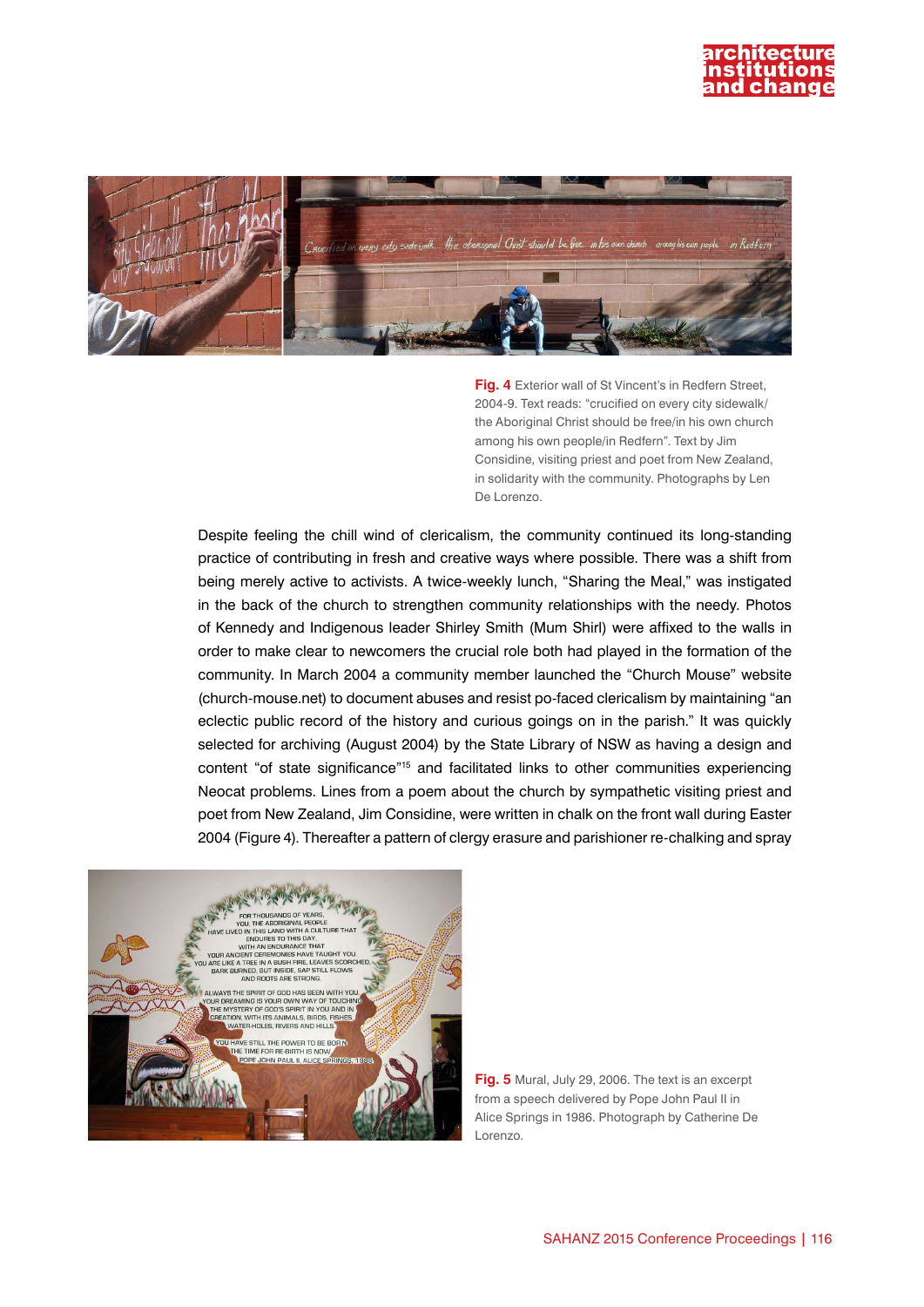**Fig. 4** Exterior wall of St Vincent's in Redfern Street, 2004-9. Text reads: "crucified on every city sidewalk/ the Aboriginal Christ should be free/in his own church among his own people/in Redfern". Text by Jim Considine, visiting priest and poet from New Zealand, in solidarity with the community. Photographs by Len De Lorenzo.

Despite feeling the chill wind of clericalism, the community continued its long-standing practice of contributing in fresh and creative ways where possible. There was a shift from being merely active to activists. A twice-weekly lunch, "Sharing the Meal," was instigated in the back of the church to strengthen community relationships with the needy. Photos of Kennedy and Indigenous leader Shirley Smith (Mum Shirl) were affixed to the walls in order to make clear to newcomers the crucial role both had played in the formation of the community. In March 2004 a community member launched the "Church Mouse" website (church-mouse.net) to document abuses and resist po-faced clericalism by maintaining "an eclectic public record of the history and curious goings on in the parish." It was quickly selected for archiving (August 2004) by the State Library of NSW as having a design and content "of state significance"[15] and facilitated links to other communities experiencing Neocat problems. Lines from a poem about the church by sympathetic visiting priest and poet from New Zealand, Jim Considine, were written in chalk on the front wall during Easter 2004 (Figure 4). Thereafter a pattern of clergy erasure and parishioner re-chalking and spray

**Fig. 5** Mural, July 29, 2006. The text is an excerpt from a speech delivered by Pope John Paul II in Alice Springs in 1986. Photograph by Catherine De Lorenzo.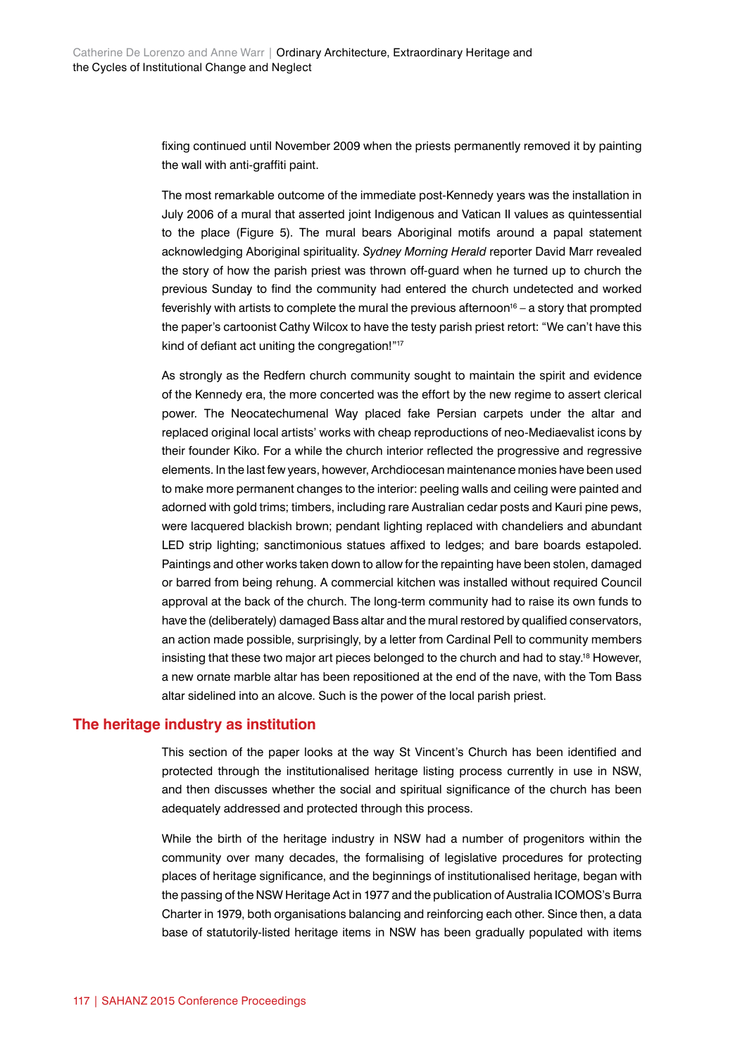fixing continued until November 2009 when the priests permanently removed it by painting the wall with anti-graffiti paint.

The most remarkable outcome of the immediate post-Kennedy years was the installation in July 2006 of a mural that asserted joint Indigenous and Vatican II values as quintessential to the place (Figure 5). The mural bears Aboriginal motifs around a papal statement acknowledging Aboriginal spirituality. *Sydney Morning Herald* reporter David Marr revealed the story of how the parish priest was thrown off-guard when he turned up to church the previous Sunday to find the community had entered the church undetected and worked feverishly with artists to complete the mural the previous afternoon[16] – a story that prompted the paper's cartoonist Cathy Wilcox to have the testy parish priest retort: "We can't have this kind of defiant act uniting the congregation!"[17]

As strongly as the Redfern church community sought to maintain the spirit and evidence of the Kennedy era, the more concerted was the effort by the new regime to assert clerical power. The Neocatechumenal Way placed fake Persian carpets under the altar and replaced original local artists' works with cheap reproductions of neo-Mediaevalist icons by their founder Kiko. For a while the church interior reflected the progressive and regressive elements. In the last few years, however, Archdiocesan maintenance monies have been used to make more permanent changes to the interior: peeling walls and ceiling were painted and adorned with gold trims; timbers, including rare Australian cedar posts and Kauri pine pews, were lacquered blackish brown; pendant lighting replaced with chandeliers and abundant LED strip lighting; sanctimonious statues affixed to ledges; and bare boards estapoled. Paintings and other works taken down to allow for the repainting have been stolen, damaged or barred from being rehung. A commercial kitchen was installed without required Council approval at the back of the church. The long-term community had to raise its own funds to have the (deliberately) damaged Bass altar and the mural restored by qualified conservators, an action made possible, surprisingly, by a letter from Cardinal Pell to community members insisting that these two major art pieces belonged to the church and had to stay.[18] However, a new ornate marble altar has been repositioned at the end of the nave, with the Tom Bass altar sidelined into an alcove. Such is the power of the local parish priest.

## The heritage industry as institution

This section of the paper looks at the way St Vincent's Church has been identified and protected through the institutionalised heritage listing process currently in use in NSW, and then discusses whether the social and spiritual significance of the church has been adequately addressed and protected through this process.

While the birth of the heritage industry in NSW had a number of progenitors within the community over many decades, the formalising of legislative procedures for protecting places of heritage significance, and the beginnings of institutionalised heritage, began with the passing of the NSW Heritage Act in 1977 and the publication of Australia ICOMOS's Burra Charter in 1979, both organisations balancing and reinforcing each other. Since then, a data base of statutorily-listed heritage items in NSW has been gradually populated with items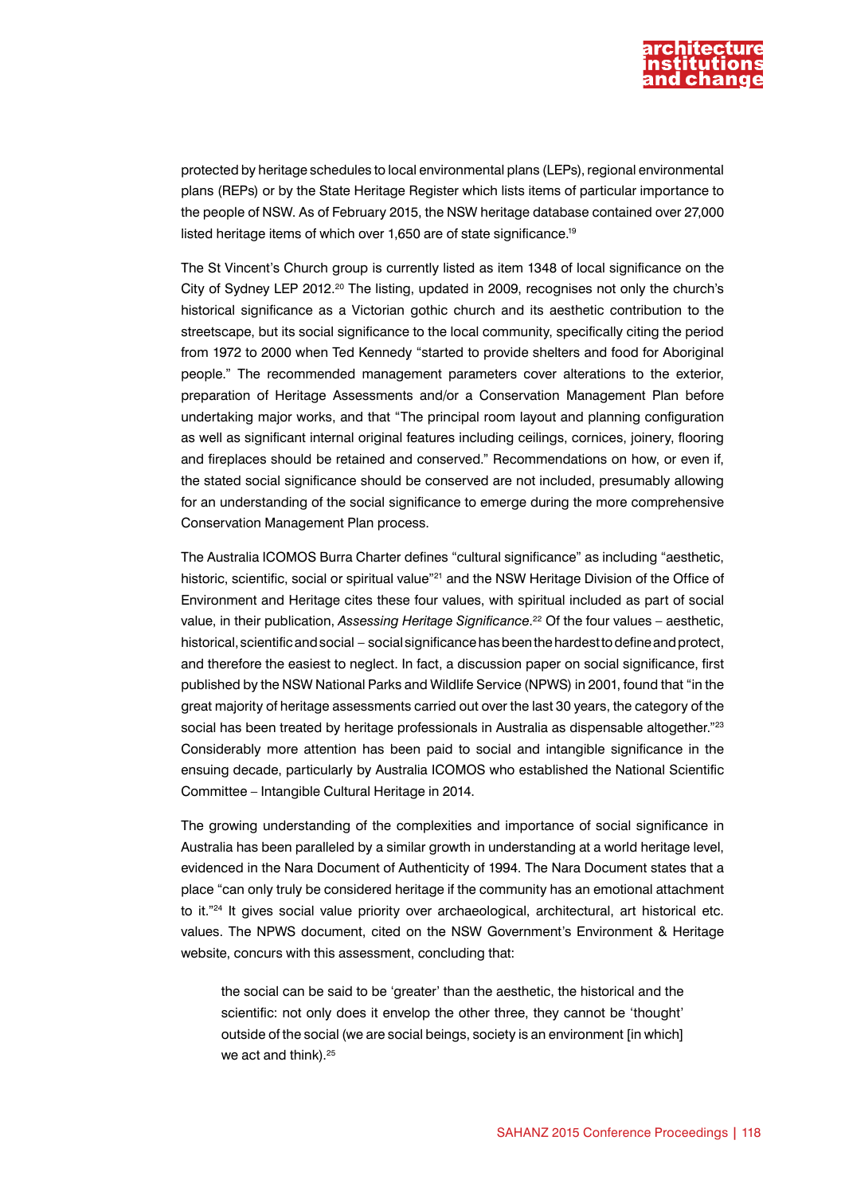protected by heritage schedules to local environmental plans (LEPs), regional environmental plans (REPs) or by the State Heritage Register which lists items of particular importance to the people of NSW. As of February 2015, the NSW heritage database contained over 27,000 listed heritage items of which over 1,650 are of state significance.[19]

The St Vincent's Church group is currently listed as item 1348 of local significance on the City of Sydney LEP 2012.[20] The listing, updated in 2009, recognises not only the church's historical significance as a Victorian gothic church and its aesthetic contribution to the streetscape, but its social significance to the local community, specifically citing the period from 1972 to 2000 when Ted Kennedy "started to provide shelters and food for Aboriginal people." The recommended management parameters cover alterations to the exterior, preparation of Heritage Assessments and/or a Conservation Management Plan before undertaking major works, and that "The principal room layout and planning configuration as well as significant internal original features including ceilings, cornices, joinery, flooring and fireplaces should be retained and conserved." Recommendations on how, or even if, the stated social significance should be conserved are not included, presumably allowing for an understanding of the social significance to emerge during the more comprehensive Conservation Management Plan process.

The Australia ICOMOS Burra Charter defines "cultural significance" as including "aesthetic, historic, scientific, social or spiritual value"[21] and the NSW Heritage Division of the Office of Environment and Heritage cites these four values, with spiritual included as part of social value, in their publication, *Assessing Heritage Significance*.[22] Of the four values – aesthetic, historical, scientific and social – social significance has been the hardest to define and protect, and therefore the easiest to neglect. In fact, a discussion paper on social significance, first published by the NSW National Parks and Wildlife Service (NPWS) in 2001, found that "in the great majority of heritage assessments carried out over the last 30 years, the category of the social has been treated by heritage professionals in Australia as dispensable altogether."[23] Considerably more attention has been paid to social and intangible significance in the ensuing decade, particularly by Australia ICOMOS who established the National Scientific Committee – Intangible Cultural Heritage in 2014.

The growing understanding of the complexities and importance of social significance in Australia has been paralleled by a similar growth in understanding at a world heritage level, evidenced in the Nara Document of Authenticity of 1994. The Nara Document states that a place "can only truly be considered heritage if the community has an emotional attachment to it."[24] It gives social value priority over archaeological, architectural, art historical etc. values. The NPWS document, cited on the NSW Government's Environment & Heritage website, concurs with this assessment, concluding that:

> the social can be said to be 'greater' than the aesthetic, the historical and the scientific: not only does it envelop the other three, they cannot be 'thought' outside of the social (we are social beings, society is an environment [in which] we act and think).[25]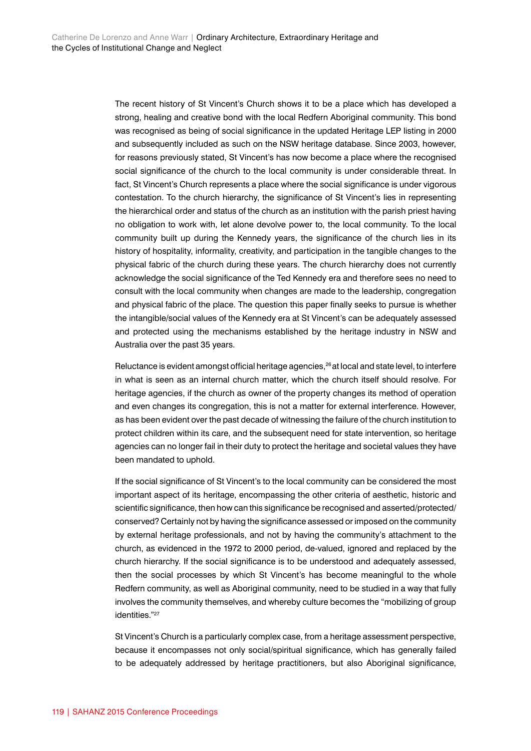The recent history of St Vincent's Church shows it to be a place which has developed a strong, healing and creative bond with the local Redfern Aboriginal community. This bond was recognised as being of social significance in the updated Heritage LEP listing in 2000 and subsequently included as such on the NSW heritage database. Since 2003, however, for reasons previously stated, St Vincent's has now become a place where the recognised social significance of the church to the local community is under considerable threat. In fact, St Vincent's Church represents a place where the social significance is under vigorous contestation. To the church hierarchy, the significance of St Vincent's lies in representing the hierarchical order and status of the church as an institution with the parish priest having no obligation to work with, let alone devolve power to, the local community. To the local community built up during the Kennedy years, the significance of the church lies in its history of hospitality, informality, creativity, and participation in the tangible changes to the physical fabric of the church during these years. The church hierarchy does not currently acknowledge the social significance of the Ted Kennedy era and therefore sees no need to consult with the local community when changes are made to the leadership, congregation and physical fabric of the place. The question this paper finally seeks to pursue is whether the intangible/social values of the Kennedy era at St Vincent's can be adequately assessed and protected using the mechanisms established by the heritage industry in NSW and Australia over the past 35 years.

Reluctance is evident amongst official heritage agencies,[26] at local and state level, to interfere in what is seen as an internal church matter, which the church itself should resolve. For heritage agencies, if the church as owner of the property changes its method of operation and even changes its congregation, this is not a matter for external interference. However, as has been evident over the past decade of witnessing the failure of the church institution to protect children within its care, and the subsequent need for state intervention, so heritage agencies can no longer fail in their duty to protect the heritage and societal values they have been mandated to uphold.

If the social significance of St Vincent's to the local community can be considered the most important aspect of its heritage, encompassing the other criteria of aesthetic, historic and scientific significance, then how can this significance be recognised and asserted/protected/conserved? Certainly not by having the significance assessed or imposed on the community by external heritage professionals, and not by having the community's attachment to the church, as evidenced in the 1972 to 2000 period, de-valued, ignored and replaced by the church hierarchy. If the social significance is to be understood and adequately assessed, then the social processes by which St Vincent's has become meaningful to the whole Redfern community, as well as Aboriginal community, need to be studied in a way that fully involves the community themselves, and whereby culture becomes the "mobilizing of group identities."[27]

St Vincent's Church is a particularly complex case, from a heritage assessment perspective, because it encompasses not only social/spiritual significance, which has generally failed to be adequately addressed by heritage practitioners, but also Aboriginal significance,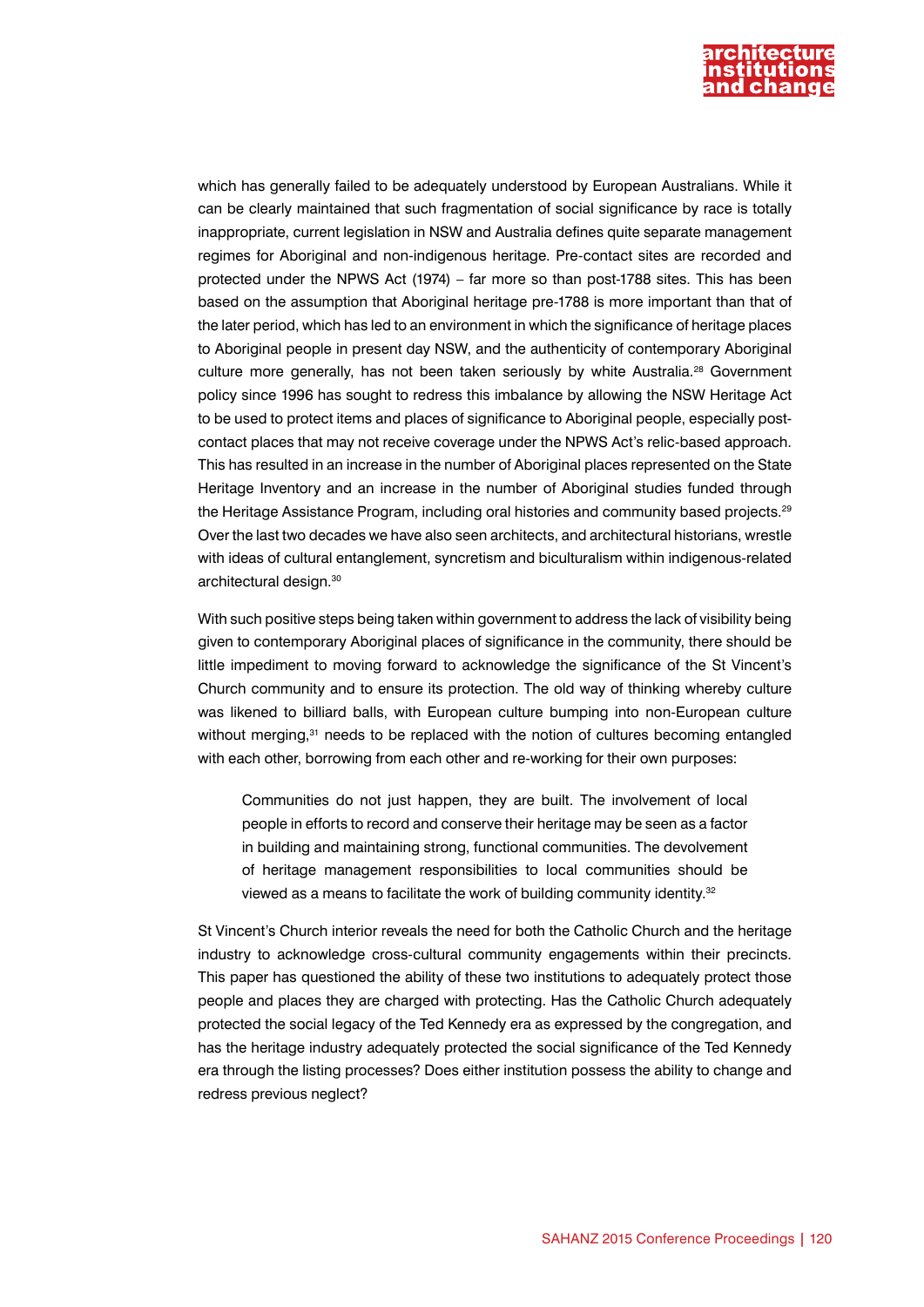which has generally failed to be adequately understood by European Australians. While it can be clearly maintained that such fragmentation of social significance by race is totally inappropriate, current legislation in NSW and Australia defines quite separate management regimes for Aboriginal and non-indigenous heritage. Pre-contact sites are recorded and protected under the NPWS Act (1974) – far more so than post-1788 sites. This has been based on the assumption that Aboriginal heritage pre-1788 is more important than that of the later period, which has led to an environment in which the significance of heritage places to Aboriginal people in present day NSW, and the authenticity of contemporary Aboriginal culture more generally, has not been taken seriously by white Australia.[28] Government policy since 1996 has sought to redress this imbalance by allowing the NSW Heritage Act to be used to protect items and places of significance to Aboriginal people, especially post-contact places that may not receive coverage under the NPWS Act's relic-based approach. This has resulted in an increase in the number of Aboriginal places represented on the State Heritage Inventory and an increase in the number of Aboriginal studies funded through the Heritage Assistance Program, including oral histories and community based projects.[29] Over the last two decades we have also seen architects, and architectural historians, wrestle with ideas of cultural entanglement, syncretism and biculturalism within indigenous-related architectural design.[30]

With such positive steps being taken within government to address the lack of visibility being given to contemporary Aboriginal places of significance in the community, there should be little impediment to moving forward to acknowledge the significance of the St Vincent's Church community and to ensure its protection. The old way of thinking whereby culture was likened to billiard balls, with European culture bumping into non-European culture without merging,[31] needs to be replaced with the notion of cultures becoming entangled with each other, borrowing from each other and re-working for their own purposes:

> Communities do not just happen, they are built. The involvement of local people in efforts to record and conserve their heritage may be seen as a factor in building and maintaining strong, functional communities. The devolvement of heritage management responsibilities to local communities should be viewed as a means to facilitate the work of building community identity.[32]

St Vincent's Church interior reveals the need for both the Catholic Church and the heritage industry to acknowledge cross-cultural community engagements within their precincts. This paper has questioned the ability of these two institutions to adequately protect those people and places they are charged with protecting. Has the Catholic Church adequately protected the social legacy of the Ted Kennedy era as expressed by the congregation, and has the heritage industry adequately protected the social significance of the Ted Kennedy era through the listing processes? Does either institution possess the ability to change and redress previous neglect?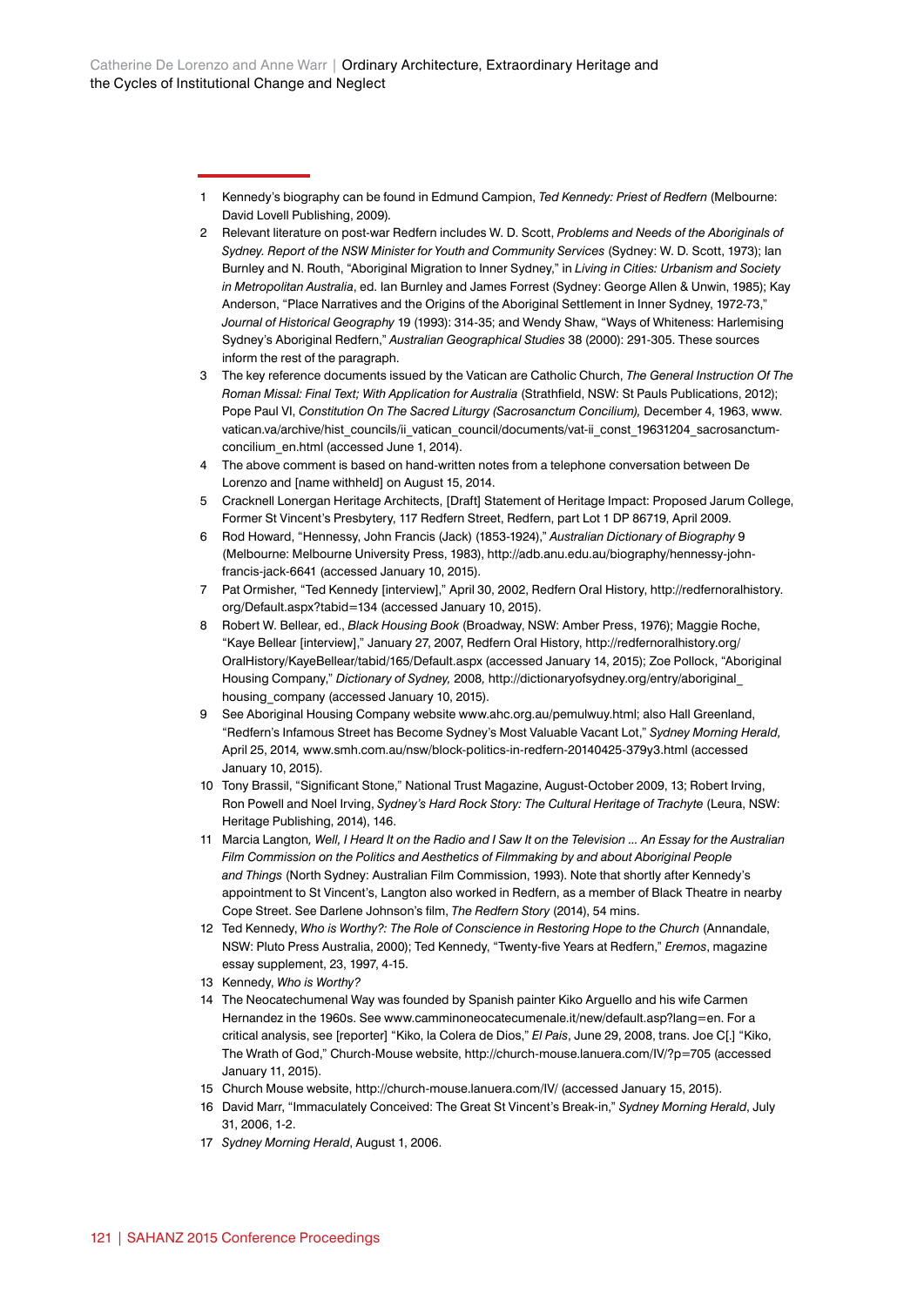1. Kennedy's biography can be found in Edmund Campion, *Ted Kennedy: Priest of Redfern* (Melbourne: David Lovell Publishing, 2009).
2. Relevant literature on post-war Redfern includes W. D. Scott, *Problems and Needs of the Aboriginals of Sydney. Report of the NSW Minister for Youth and Community Services* (Sydney: W. D. Scott, 1973); Ian Burnley and N. Routh, "Aboriginal Migration to Inner Sydney," in *Living in Cities: Urbanism and Society in Metropolitan Australia*, ed. Ian Burnley and James Forrest (Sydney: George Allen & Unwin, 1985); Kay Anderson, "Place Narratives and the Origins of the Aboriginal Settlement in Inner Sydney, 1972-73," *Journal of Historical Geography* 19 (1993): 314-35; and Wendy Shaw, "Ways of Whiteness: Harlemising Sydney's Aboriginal Redfern," *Australian Geographical Studies* 38 (2000): 291-305. These sources inform the rest of the paragraph.
3. The key reference documents issued by the Vatican are Catholic Church, *The General Instruction Of The Roman Missal: Final Text; With Application for Australia* (Strathfield, NSW: St Pauls Publications, 2012); Pope Paul VI, *Constitution On The Sacred Liturgy (Sacrosanctum Concilium),* December 4, 1963, www.vatican.va/archive/hist_councils/ii_vatican_council/documents/vat-ii_const_19631204_sacrosanctum-concilium_en.html (accessed June 1, 2014).
4. The above comment is based on hand-written notes from a telephone conversation between De Lorenzo and [name withheld] on August 15, 2014.
5. Cracknell Lonergan Heritage Architects, [Draft] Statement of Heritage Impact: Proposed Jarum College, Former St Vincent's Presbytery, 117 Redfern Street, Redfern, part Lot 1 DP 86719, April 2009.
6. Rod Howard, "Hennessy, John Francis (Jack) (1853-1924)," *Australian Dictionary of Biography* 9 (Melbourne: Melbourne University Press, 1983), http://adb.anu.edu.au/biography/hennessy-john-francis-jack-6641 (accessed January 10, 2015).
7. Pat Ormisher, "Ted Kennedy [interview]," April 30, 2002, Redfern Oral History, http://redfernoralhistory.org/Default.aspx?tabid=134 (accessed January 10, 2015).
8. Robert W. Bellear, ed., *Black Housing Book* (Broadway, NSW: Amber Press, 1976); Maggie Roche, "Kaye Bellear [interview]," January 27, 2007, Redfern Oral History, http://redfernoralhistory.org/OralHistory/KayeBellear/tabid/165/Default.aspx (accessed January 14, 2015); Zoe Pollock, "Aboriginal Housing Company," *Dictionary of Sydney,* 2008, http://dictionaryofsydney.org/entry/aboriginal_housing_company (accessed January 10, 2015).
9. See Aboriginal Housing Company website www.ahc.org.au/pemulwuy.html; also Hall Greenland, "Redfern's Infamous Street has Become Sydney's Most Valuable Vacant Lot," *Sydney Morning Herald,* April 25, 2014, www.smh.com.au/nsw/block-politics-in-redfern-20140425-379y3.html (accessed January 10, 2015).
10. Tony Brassil, "Significant Stone," National Trust Magazine, August-October 2009, 13; Robert Irving, Ron Powell and Noel Irving, *Sydney's Hard Rock Story: The Cultural Heritage of Trachyte* (Leura, NSW: Heritage Publishing, 2014), 146.
11. Marcia Langton*, Well, I Heard It on the Radio and I Saw It on the Television ... An Essay for the Australian Film Commission on the Politics and Aesthetics of Filmmaking by and about Aboriginal People and Things* (North Sydney: Australian Film Commission, 1993). Note that shortly after Kennedy's appointment to St Vincent's, Langton also worked in Redfern, as a member of Black Theatre in nearby Cope Street. See Darlene Johnson's film, *The Redfern Story* (2014), 54 mins.
12. Ted Kennedy, *Who is Worthy?: The Role of Conscience in Restoring Hope to the Church* (Annandale, NSW: Pluto Press Australia, 2000); Ted Kennedy, "Twenty-five Years at Redfern," *Eremos*, magazine essay supplement, 23, 1997, 4-15.
13. Kennedy, *Who is Worthy?*
14. The Neocatechumenal Way was founded by Spanish painter Kiko Arguello and his wife Carmen Hernandez in the 1960s. See www.camminoneocatecumenale.it/new/default.asp?lang=en. For a critical analysis, see [reporter] "Kiko, la Colera de Dios," *El Pais*, June 29, 2008, trans. Joe C[.] "Kiko, The Wrath of God," Church-Mouse website, http://church-mouse.lanuera.com/IV/?p=705 (accessed January 11, 2015).
15. Church Mouse website, http://church-mouse.lanuera.com/IV/ (accessed January 15, 2015).
16. David Marr, "Immaculately Conceived: The Great St Vincent's Break-in," *Sydney Morning Herald*, July 31, 2006, 1-2.
17. *Sydney Morning Herald*, August 1, 2006.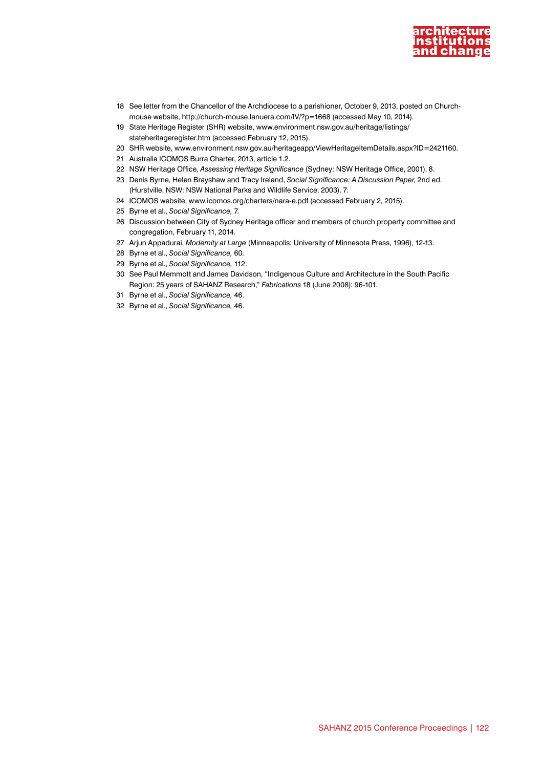18 See letter from the Chancellor of the Archdiocese to a parishioner, October 9, 2013, posted on Church-mouse website, http://church-mouse.lanuera.com/IV/?p=1668 (accessed May 10, 2014).

19 State Heritage Register (SHR) website, www.environment.nsw.gov.au/heritage/listings/stateheritageregister.htm (accessed February 12, 2015).

20 SHR website, www.environment.nsw.gov.au/heritageapp/ViewHeritageItemDetails.aspx?ID=2421160.

21 Australia ICOMOS Burra Charter, 2013, article 1.2.

22 NSW Heritage Office, *Assessing Heritage Significance* (Sydney: NSW Heritage Office, 2001), 8.

23 Denis Byrne, Helen Brayshaw and Tracy Ireland, *Social Significance: A Discussion Paper*, 2nd ed. (Hurstville, NSW: NSW National Parks and Wildlife Service, 2003), 7.

24 ICOMOS website, www.icomos.org/charters/nara-e.pdf (accessed February 2, 2015).

25 Byrne et al., *Social Significance,* 7.

26 Discussion between City of Sydney Heritage officer and members of church property committee and congregation, February 11, 2014.

27 Arjun Appadurai, *Modernity at Large* (Minneapolis: University of Minnesota Press, 1996), 12-13.

28 Byrne et al., *Social Significance,* 60.

29 Byrne et al., *Social Significance,* 112.

30 See Paul Memmott and James Davidson, "Indigenous Culture and Architecture in the South Pacific Region: 25 years of SAHANZ Research," *Fabrications* 18 (June 2008): 96-101.

31 Byrne et al., *Social Significance,* 46.

32 Byrne et al., *Social Significance,* 46.